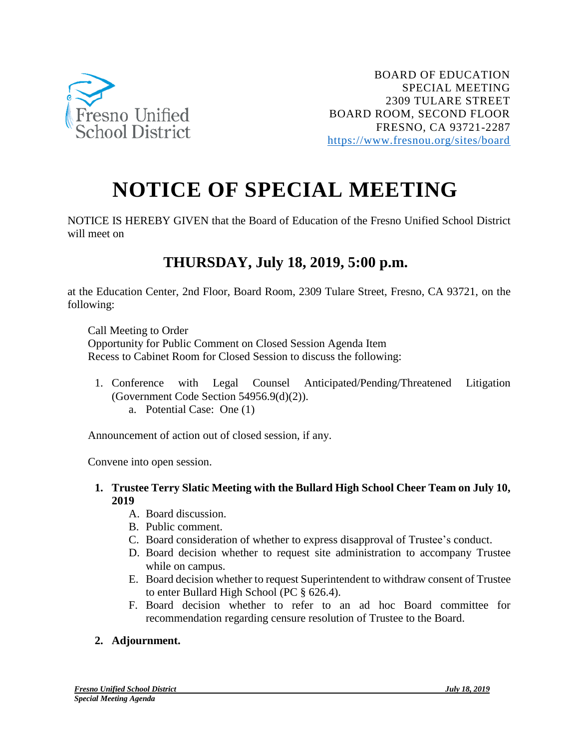Fresno Unified School District

BOARD OF EDUCATION
SPECIAL MEETING
2309 TULARE STREET
BOARD ROOM, SECOND FLOOR
FRESNO, CA 93721-2287
https://www.fresnou.org/sites/board

# NOTICE OF SPECIAL MEETING

NOTICE IS HEREBY GIVEN that the Board of Education of the Fresno Unified School District will meet on

## THURSDAY, July 18, 2019, 5:00 p.m.

at the Education Center, 2nd Floor, Board Room, 2309 Tulare Street, Fresno, CA 93721, on the following:

Call Meeting to Order
Opportunity for Public Comment on Closed Session Agenda Item
Recess to Cabinet Room for Closed Session to discuss the following:

1. Conference with Legal Counsel Anticipated/Pending/Threatened Litigation (Government Code Section 54956.9(d)(2)).
   a. Potential Case: One (1)

Announcement of action out of closed session, if any.

Convene into open session.

1. **Trustee Terry Slatic Meeting with the Bullard High School Cheer Team on July 10, 2019**
   A. Board discussion.
   B. Public comment.
   C. Board consideration of whether to express disapproval of Trustee's conduct.
   D. Board decision whether to request site administration to accompany Trustee while on campus.
   E. Board decision whether to request Superintendent to withdraw consent of Trustee to enter Bullard High School (PC § 626.4).
   F. Board decision whether to refer to an ad hoc Board committee for recommendation regarding censure resolution of Trustee to the Board.

2. **Adjournment.**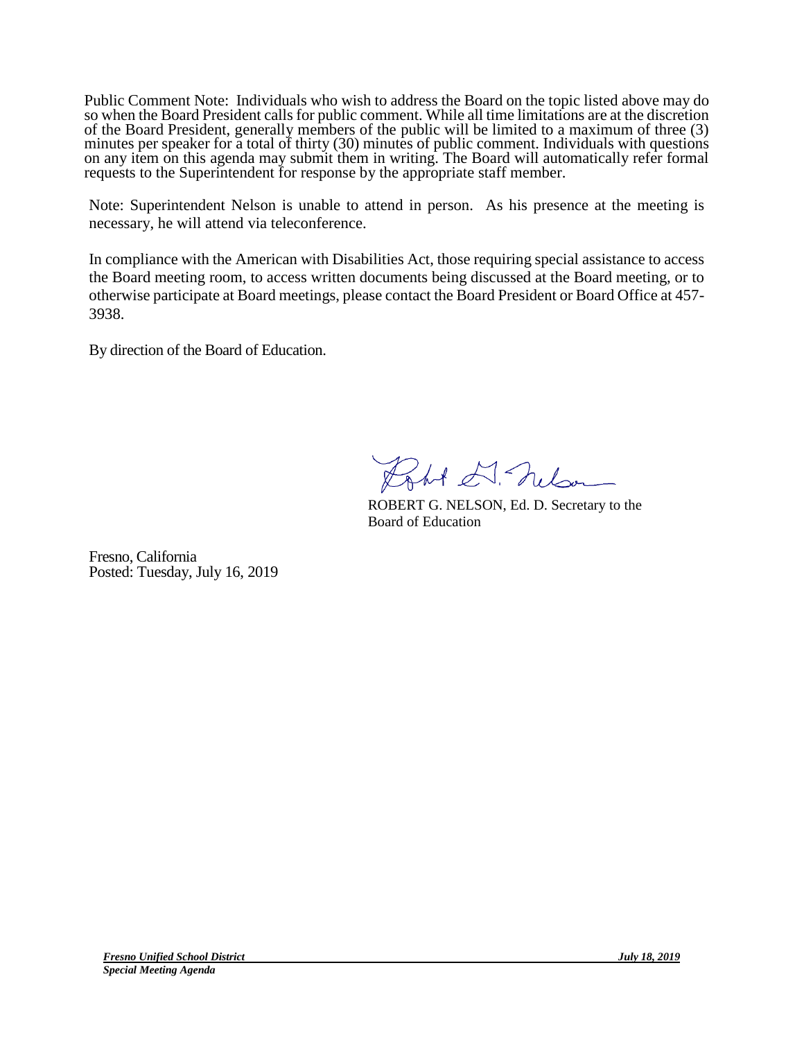Public Comment Note: Individuals who wish to address the Board on the topic listed above may do so when the Board President calls for public comment. While all time limitations are at the discretion of the Board President, generally members of the public will be limited to a maximum of three (3) minutes per speaker for a total of thirty (30) minutes of public comment. Individuals with questions on any item on this agenda may submit them in writing. The Board will automatically refer formal requests to the Superintendent for response by the appropriate staff member.

Note: Superintendent Nelson is unable to attend in person. As his presence at the meeting is necessary, he will attend via teleconference.

In compliance with the American with Disabilities Act, those requiring special assistance to access the Board meeting room, to access written documents being discussed at the Board meeting, or to otherwise participate at Board meetings, please contact the Board President or Board Office at 457-3938.

By direction of the Board of Education.

ROBERT G. NELSON, Ed. D. Secretary to the Board of Education

Fresno, California
Posted: Tuesday, July 16, 2019